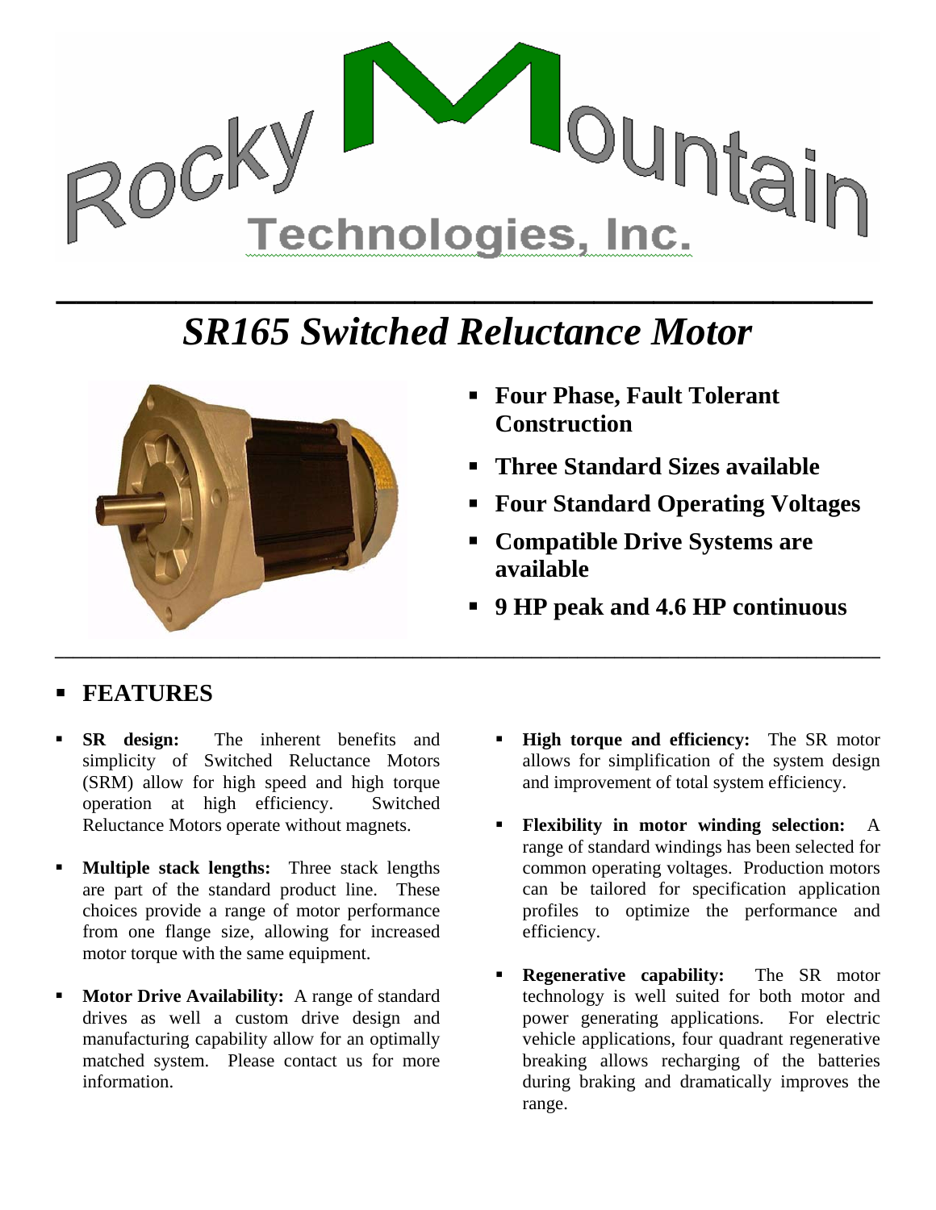Rocky Mountain Technologies, Inc.

# *SR165 Switched Reluctance Motor*

- **Four Phase, Fault Tolerant Construction**
- **Three Standard Sizes available**
- **Four Standard Operating Voltages**
- **Compatible Drive Systems are available**
- **9 HP peak and 4.6 HP continuous**

## FEATURES

- **SR design:** The inherent benefits and simplicity of Switched Reluctance Motors (SRM) allow for high speed and high torque operation at high efficiency. Switched Reluctance Motors operate without magnets.
- **Multiple stack lengths:** Three stack lengths are part of the standard product line. These choices provide a range of motor performance from one flange size, allowing for increased motor torque with the same equipment.
- **Motor Drive Availability:** A range of standard drives as well a custom drive design and manufacturing capability allow for an optimally matched system. Please contact us for more information.
- **High torque and efficiency:** The SR motor allows for simplification of the system design and improvement of total system efficiency.
- **Flexibility in motor winding selection:** A range of standard windings has been selected for common operating voltages. Production motors can be tailored for specification application profiles to optimize the performance and efficiency.
- **Regenerative capability:** The SR motor technology is well suited for both motor and power generating applications. For electric vehicle applications, four quadrant regenerative breaking allows recharging of the batteries during braking and dramatically improves the range.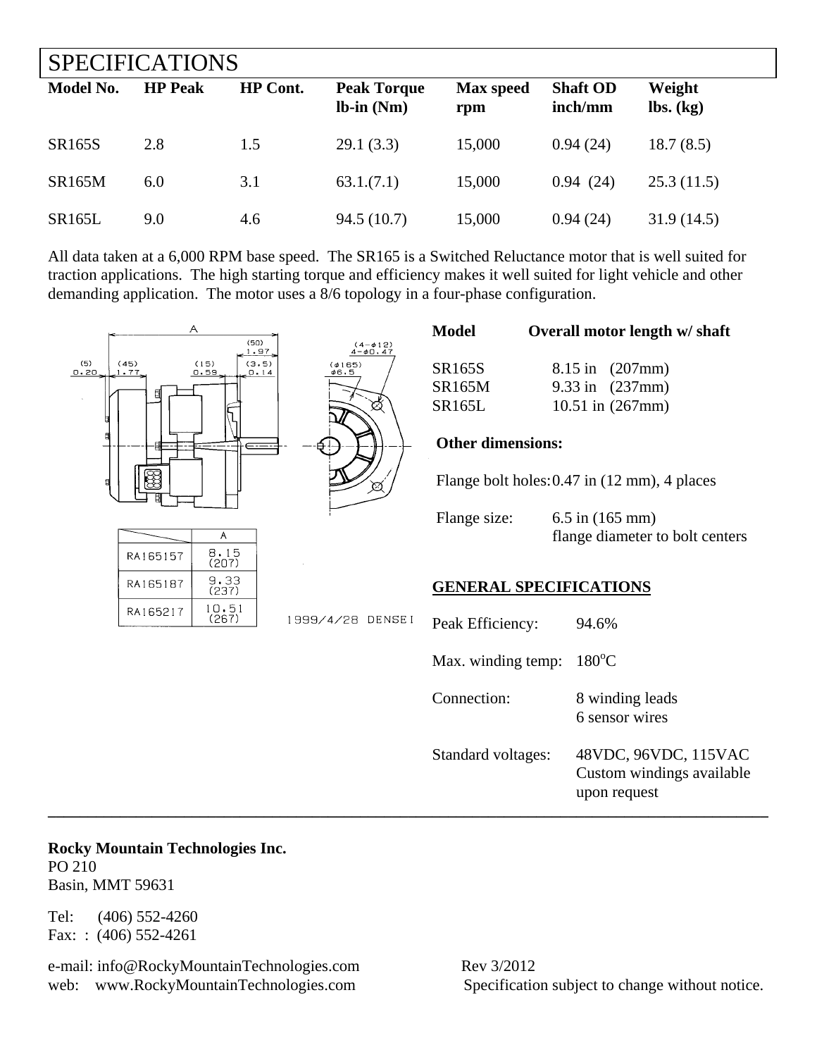# SPECIFICATIONS

| Model No. | HP Peak | HP Cont. | Peak Torque lb-in (Nm) | Max speed rpm | Shaft OD inch/mm | Weight lbs. (kg) |
|---|---|---|---|---|---|---|
| SR165S | 2.8 | 1.5 | 29.1 (3.3) | 15,000 | 0.94 (24) | 18.7 (8.5) |
| SR165M | 6.0 | 3.1 | 63.1.(7.1) | 15,000 | 0.94 (24) | 25.3 (11.5) |
| SR165L | 9.0 | 4.6 | 94.5 (10.7) | 15,000 | 0.94 (24) | 31.9 (14.5) |

All data taken at a 6,000 RPM base speed. The SR165 is a Switched Reluctance motor that is well suited for traction applications. The high starting torque and efficiency makes it well suited for light vehicle and other demanding application. The motor uses a 8/6 topology in a four-phase configuration.

A

(50) 1.97

(5) 0.20

(45) 1.77

(15) 0.59

(3.5) 0.14

(4-ϕ12) 4-ϕ0.47

(ϕ165) ϕ6.5

| | A |
|---|---|
| RA165157 | 8.15 (207) |
| RA165187 | 9.33 (237) |
| RA165217 | 10.51 (267) |

1999/4/28 DENSEI

| Model | Overall motor length w/ shaft |
|---|---|
| SR165S | 8.15 in (207mm) |
| SR165M | 9.33 in (237mm) |
| SR165L | 10.51 in (267mm) |

**Other dimensions:**

Flange bolt holes: 0.47 in (12 mm), 4 places

Flange size: 6.5 in (165 mm) flange diameter to bolt centers

## GENERAL SPECIFICATIONS

Peak Efficiency: 94.6%

Max. winding temp: 180°C

Connection: 8 winding leads
6 sensor wires

Standard voltages: 48VDC, 96VDC, 115VAC
Custom windings available upon request

---

**Rocky Mountain Technologies Inc.**
PO 210
Basin, MMT 59631

Tel: (406) 552-4260
Fax: : (406) 552-4261

e-mail: info@RockyMountainTechnologies.com
web: www.RockyMountainTechnologies.com

Rev 3/2012
Specification subject to change without notice.